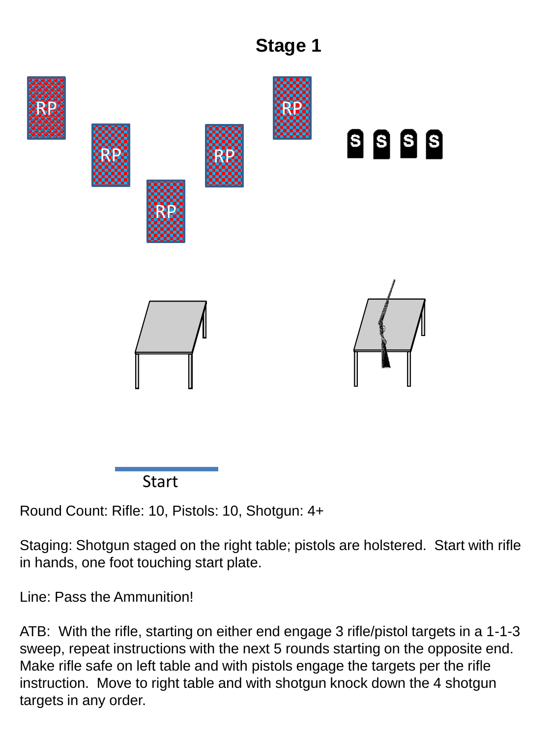# Stage 1

RP RP RP RP RP

S S S S

Start

Round Count: Rifle: 10, Pistols: 10, Shotgun: 4+

Staging: Shotgun staged on the right table; pistols are holstered. Start with rifle in hands, one foot touching start plate.

Line: Pass the Ammunition!

ATB: With the rifle, starting on either end engage 3 rifle/pistol targets in a 1-1-3 sweep, repeat instructions with the next 5 rounds starting on the opposite end. Make rifle safe on left table and with pistols engage the targets per the rifle instruction. Move to right table and with shotgun knock down the 4 shotgun targets in any order.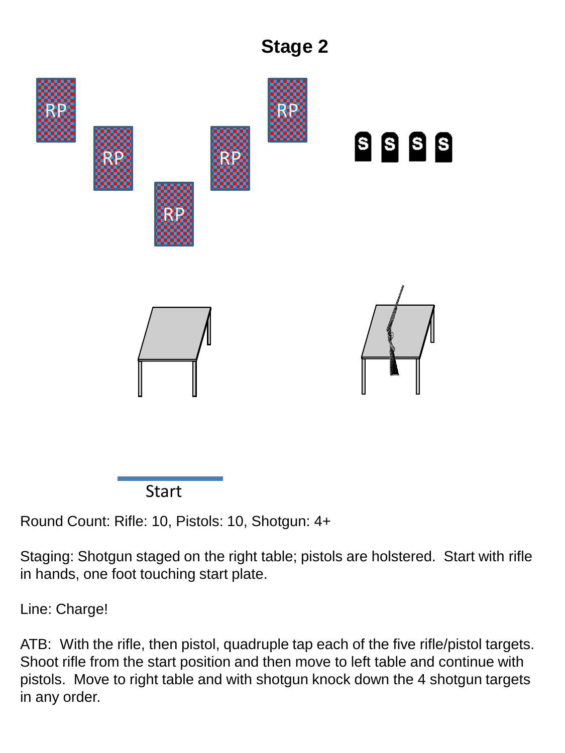# Stage 2

RP RP RP RP RP

S S S S

Start

Round Count: Rifle: 10, Pistols: 10, Shotgun: 4+

Staging: Shotgun staged on the right table; pistols are holstered. Start with rifle in hands, one foot touching start plate.

Line: Charge!

ATB: With the rifle, then pistol, quadruple tap each of the five rifle/pistol targets. Shoot rifle from the start position and then move to left table and continue with pistols. Move to right table and with shotgun knock down the 4 shotgun targets in any order.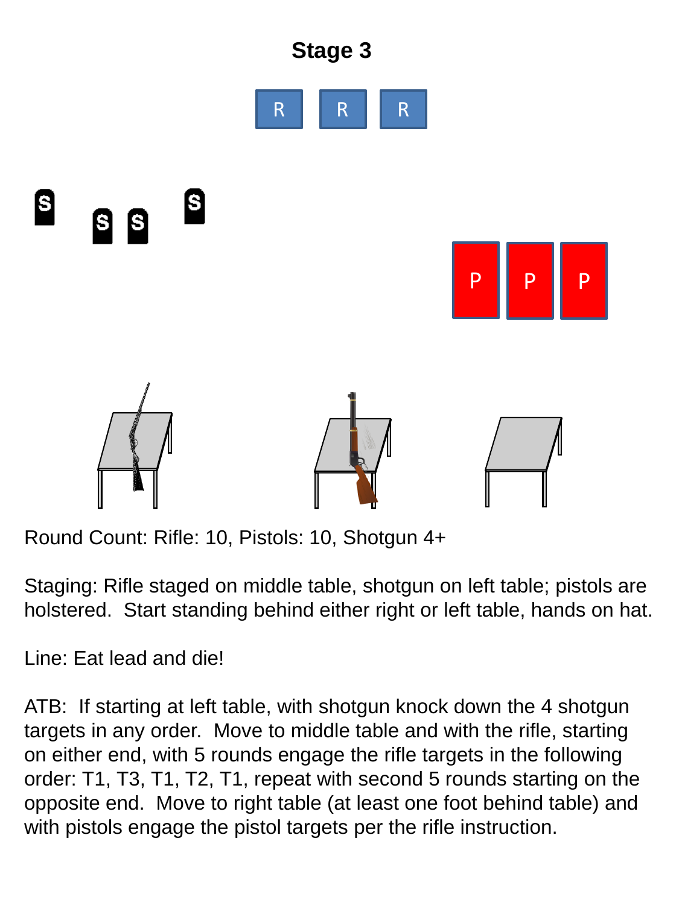# Stage 3

Round Count: Rifle: 10, Pistols: 10, Shotgun 4+

Staging: Rifle staged on middle table, shotgun on left table; pistols are holstered. Start standing behind either right or left table, hands on hat.

Line: Eat lead and die!

ATB: If starting at left table, with shotgun knock down the 4 shotgun targets in any order. Move to middle table and with the rifle, starting on either end, with 5 rounds engage the rifle targets in the following order: T1, T3, T1, T2, T1, repeat with second 5 rounds starting on the opposite end. Move to right table (at least one foot behind table) and with pistols engage the pistol targets per the rifle instruction.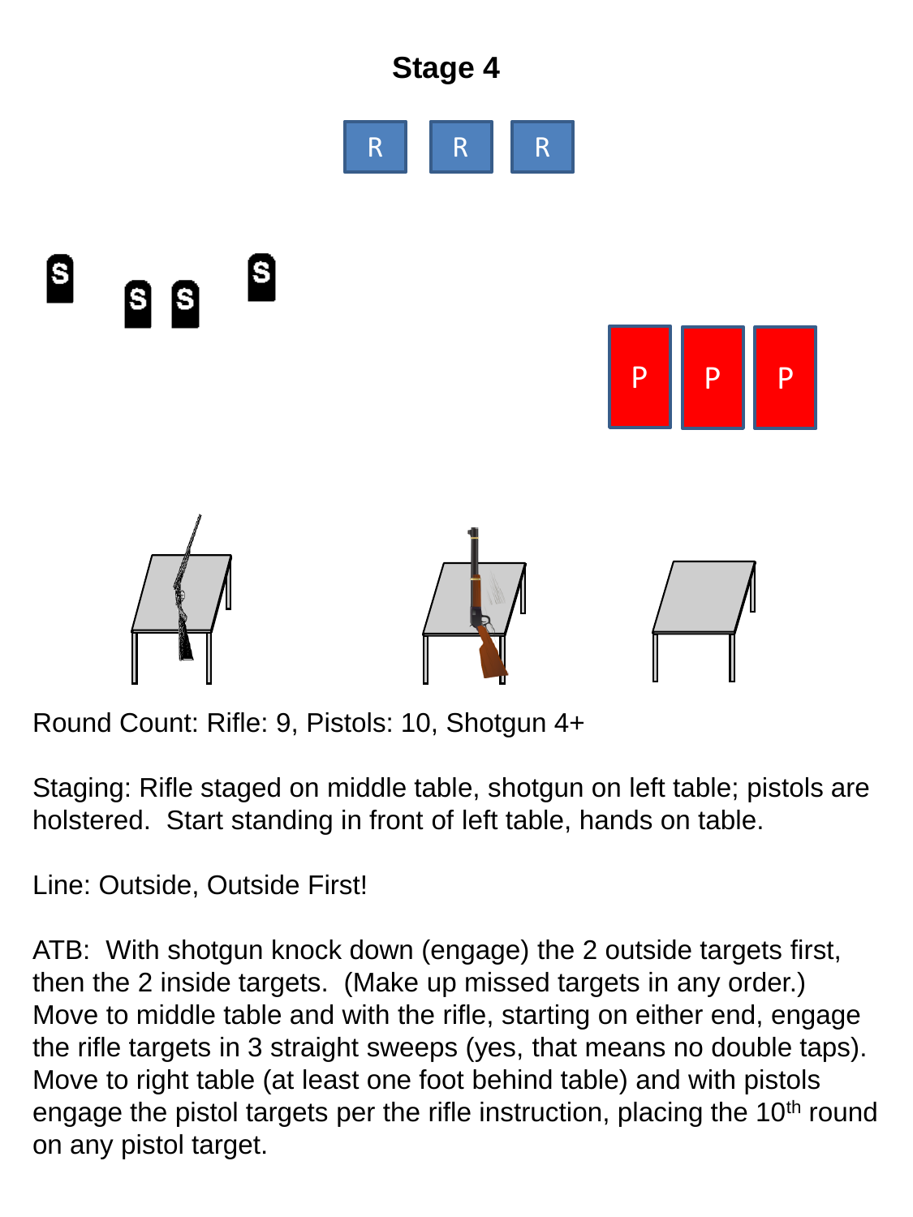# Stage 4

Round Count: Rifle: 9, Pistols: 10, Shotgun 4+

Staging: Rifle staged on middle table, shotgun on left table; pistols are holstered. Start standing in front of left table, hands on table.

Line: Outside, Outside First!

ATB: With shotgun knock down (engage) the 2 outside targets first, then the 2 inside targets. (Make up missed targets in any order.) Move to middle table and with the rifle, starting on either end, engage the rifle targets in 3 straight sweeps (yes, that means no double taps). Move to right table (at least one foot behind table) and with pistols engage the pistol targets per the rifle instruction, placing the 10th round on any pistol target.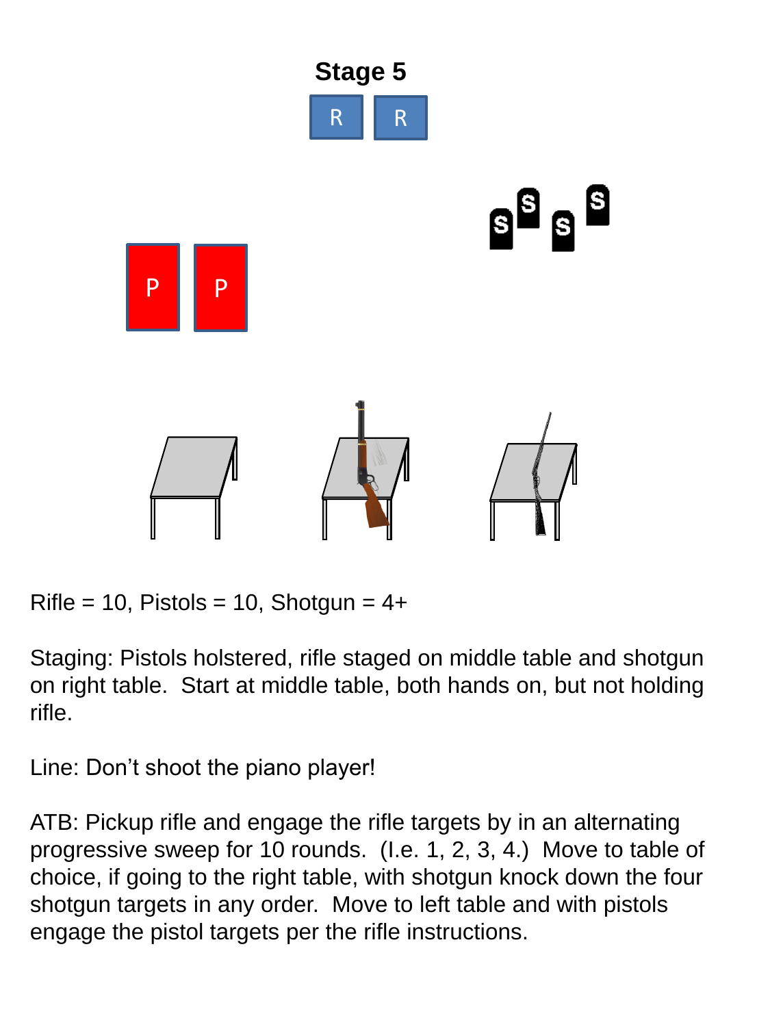# Stage 5

R R

S S S S

P P

Rifle = 10, Pistols = 10, Shotgun = 4+

Staging: Pistols holstered, rifle staged on middle table and shotgun on right table. Start at middle table, both hands on, but not holding rifle.

Line: Don't shoot the piano player!

ATB: Pickup rifle and engage the rifle targets by in an alternating progressive sweep for 10 rounds. (I.e. 1, 2, 3, 4.) Move to table of choice, if going to the right table, with shotgun knock down the four shotgun targets in any order. Move to left table and with pistols engage the pistol targets per the rifle instructions.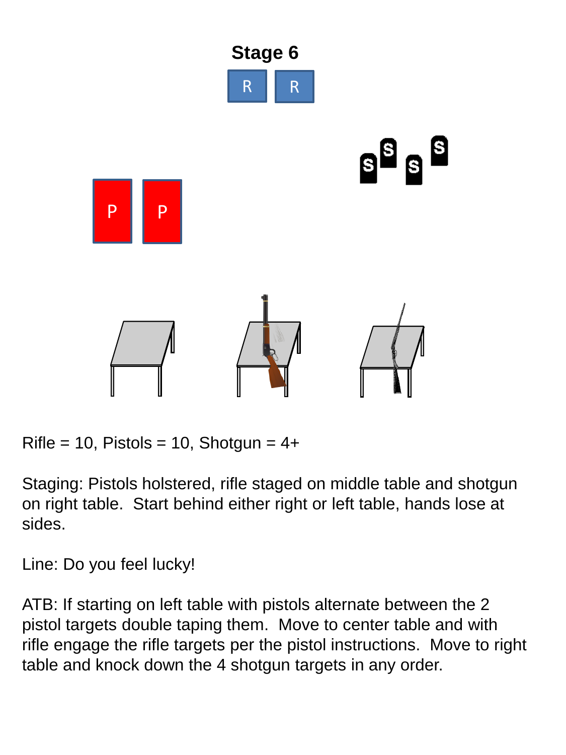# Stage 6

R R

S S S S

P P

Rifle = 10, Pistols = 10, Shotgun = 4+

Staging: Pistols holstered, rifle staged on middle table and shotgun on right table. Start behind either right or left table, hands lose at sides.

Line: Do you feel lucky!

ATB: If starting on left table with pistols alternate between the 2 pistol targets double taping them. Move to center table and with rifle engage the rifle targets per the pistol instructions. Move to right table and knock down the 4 shotgun targets in any order.